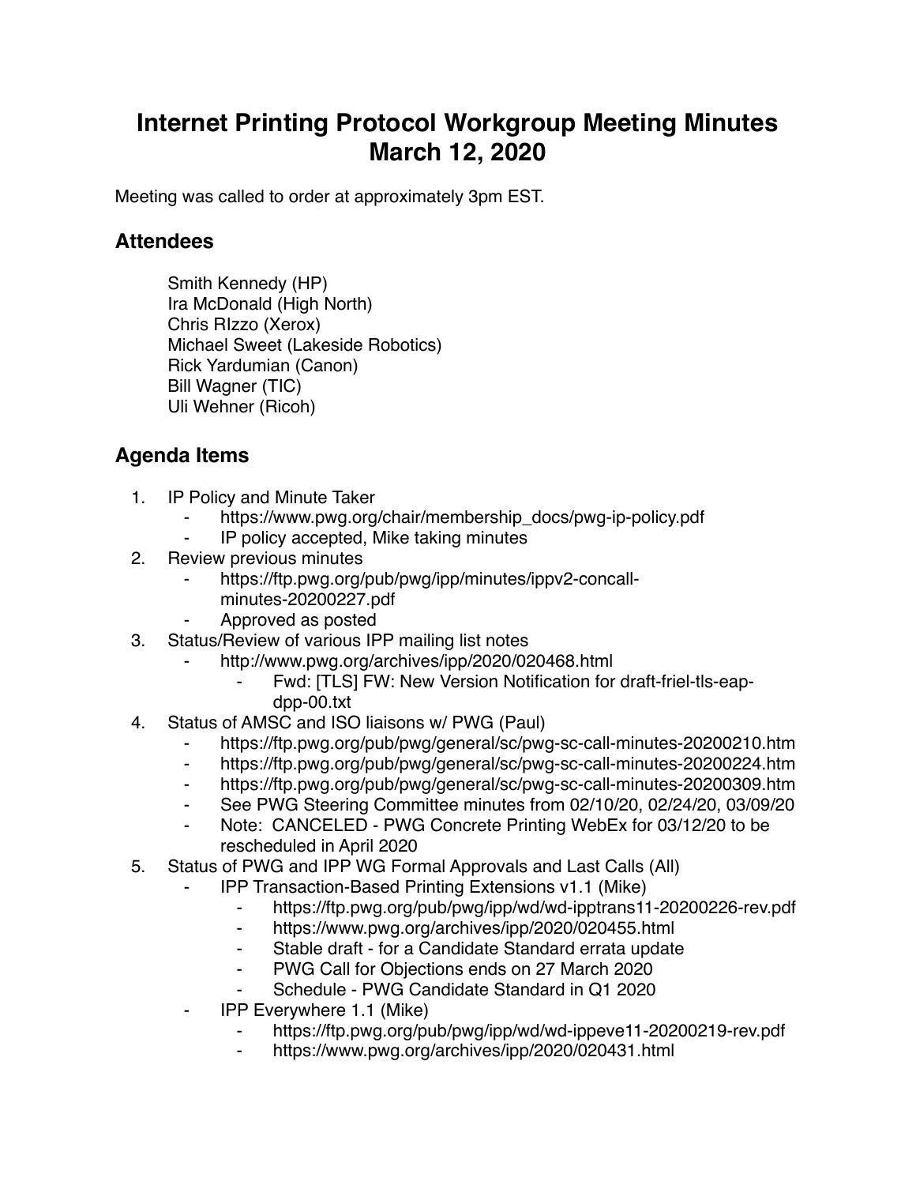# Internet Printing Protocol Workgroup Meeting Minutes March 12, 2020

Meeting was called to order at approximately 3pm EST.

## Attendees

Smith Kennedy (HP)
Ira McDonald (High North)
Chris RIzzo (Xerox)
Michael Sweet (Lakeside Robotics)
Rick Yardumian (Canon)
Bill Wagner (TIC)
Uli Wehner (Ricoh)

## Agenda Items

1. IP Policy and Minute Taker
    - https://www.pwg.org/chair/membership_docs/pwg-ip-policy.pdf
    - IP policy accepted, Mike taking minutes
2. Review previous minutes
    - https://ftp.pwg.org/pub/pwg/ipp/minutes/ippv2-concall-minutes-20200227.pdf
    - Approved as posted
3. Status/Review of various IPP mailing list notes
    - http://www.pwg.org/archives/ipp/2020/020468.html
        - Fwd: [TLS] FW: New Version Notification for draft-friel-tls-eap-dpp-00.txt
4. Status of AMSC and ISO liaisons w/ PWG (Paul)
    - https://ftp.pwg.org/pub/pwg/general/sc/pwg-sc-call-minutes-20200210.htm
    - https://ftp.pwg.org/pub/pwg/general/sc/pwg-sc-call-minutes-20200224.htm
    - https://ftp.pwg.org/pub/pwg/general/sc/pwg-sc-call-minutes-20200309.htm
    - See PWG Steering Committee minutes from 02/10/20, 02/24/20, 03/09/20
    - Note: CANCELED - PWG Concrete Printing WebEx for 03/12/20 to be rescheduled in April 2020
5. Status of PWG and IPP WG Formal Approvals and Last Calls (All)
    - IPP Transaction-Based Printing Extensions v1.1 (Mike)
        - https://ftp.pwg.org/pub/pwg/ipp/wd/wd-ipptrans11-20200226-rev.pdf
        - https://www.pwg.org/archives/ipp/2020/020455.html
        - Stable draft - for a Candidate Standard errata update
        - PWG Call for Objections ends on 27 March 2020
        - Schedule - PWG Candidate Standard in Q1 2020
    - IPP Everywhere 1.1 (Mike)
        - https://ftp.pwg.org/pub/pwg/ipp/wd/wd-ippeve11-20200219-rev.pdf
        - https://www.pwg.org/archives/ipp/2020/020431.html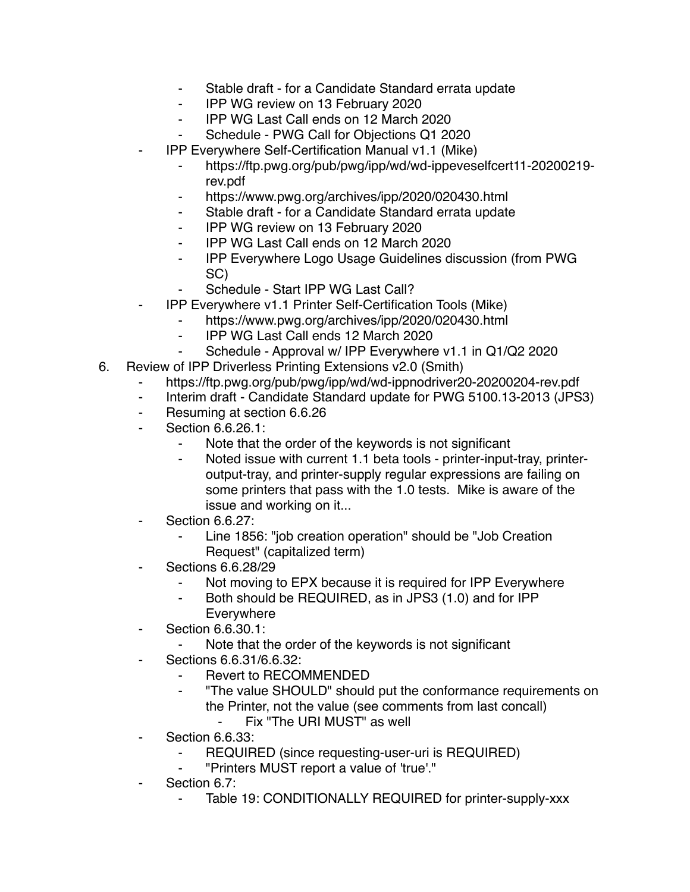- Stable draft - for a Candidate Standard errata update
        - IPP WG review on 13 February 2020
        - IPP WG Last Call ends on 12 March 2020
        - Schedule - PWG Call for Objections Q1 2020
    - IPP Everywhere Self-Certification Manual v1.1 (Mike)
        - https://ftp.pwg.org/pub/pwg/ipp/wd/wd-ippeveselfcert11-20200219-rev.pdf
        - https://www.pwg.org/archives/ipp/2020/020430.html
        - Stable draft - for a Candidate Standard errata update
        - IPP WG review on 13 February 2020
        - IPP WG Last Call ends on 12 March 2020
        - IPP Everywhere Logo Usage Guidelines discussion (from PWG SC)
        - Schedule - Start IPP WG Last Call?
    - IPP Everywhere v1.1 Printer Self-Certification Tools (Mike)
        - https://www.pwg.org/archives/ipp/2020/020430.html
        - IPP WG Last Call ends 12 March 2020
        - Schedule - Approval w/ IPP Everywhere v1.1 in Q1/Q2 2020

6. Review of IPP Driverless Printing Extensions v2.0 (Smith)
    - https://ftp.pwg.org/pub/pwg/ipp/wd/wd-ippnodriver20-20200204-rev.pdf
    - Interim draft - Candidate Standard update for PWG 5100.13-2013 (JPS3)
    - Resuming at section 6.6.26
    - Section 6.6.26.1:
        - Note that the order of the keywords is not significant
        - Noted issue with current 1.1 beta tools - printer-input-tray, printer-output-tray, and printer-supply regular expressions are failing on some printers that pass with the 1.0 tests. Mike is aware of the issue and working on it...
    - Section 6.6.27:
        - Line 1856: "job creation operation" should be "Job Creation Request" (capitalized term)
    - Sections 6.6.28/29
        - Not moving to EPX because it is required for IPP Everywhere
        - Both should be REQUIRED, as in JPS3 (1.0) and for IPP Everywhere
    - Section 6.6.30.1:
        - Note that the order of the keywords is not significant
    - Sections 6.6.31/6.6.32:
        - Revert to RECOMMENDED
        - "The value SHOULD" should put the conformance requirements on the Printer, not the value (see comments from last concall)
            - Fix "The URI MUST" as well
    - Section 6.6.33:
        - REQUIRED (since requesting-user-uri is REQUIRED)
        - "Printers MUST report a value of 'true'."
    - Section 6.7:
        - Table 19: CONDITIONALLY REQUIRED for printer-supply-xxx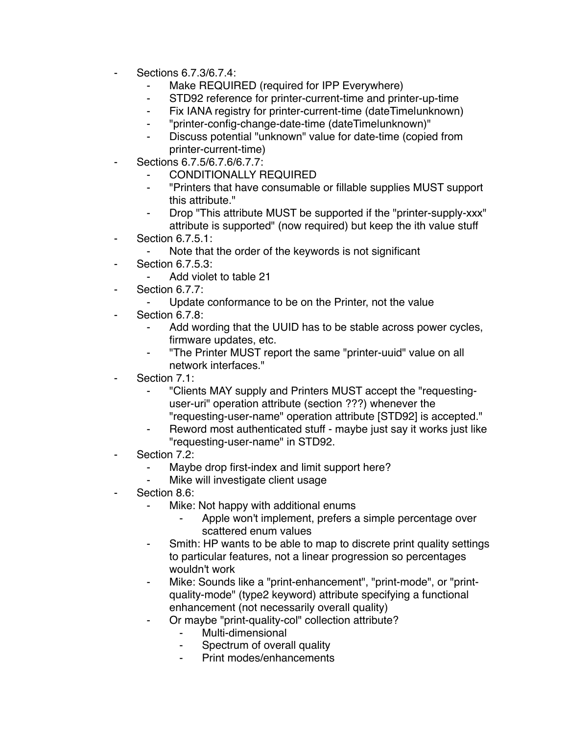- Sections 6.7.3/6.7.4:
    - Make REQUIRED (required for IPP Everywhere)
    - STD92 reference for printer-current-time and printer-up-time
    - Fix IANA registry for printer-current-time (dateTime|unknown)
    - "printer-config-change-date-time (dateTime|unknown)"
    - Discuss potential "unknown" value for date-time (copied from printer-current-time)
- Sections 6.7.5/6.7.6/6.7.7:
    - CONDITIONALLY REQUIRED
    - "Printers that have consumable or fillable supplies MUST support this attribute."
    - Drop "This attribute MUST be supported if the "printer-supply-xxx" attribute is supported" (now required) but keep the ith value stuff
- Section 6.7.5.1:
    - Note that the order of the keywords is not significant
- Section 6.7.5.3:
    - Add violet to table 21
- Section 6.7.7:
    - Update conformance to be on the Printer, not the value
- Section 6.7.8:
    - Add wording that the UUID has to be stable across power cycles, firmware updates, etc.
    - "The Printer MUST report the same "printer-uuid" value on all network interfaces."
- Section 7.1:
    - "Clients MAY supply and Printers MUST accept the "requesting-user-uri" operation attribute (section ???) whenever the "requesting-user-name" operation attribute [STD92] is accepted."
    - Reword most authenticated stuff - maybe just say it works just like "requesting-user-name" in STD92.
- Section 7.2:
    - Maybe drop first-index and limit support here?
    - Mike will investigate client usage
- Section 8.6:
    - Mike: Not happy with additional enums
        - Apple won't implement, prefers a simple percentage over scattered enum values
    - Smith: HP wants to be able to map to discrete print quality settings to particular features, not a linear progression so percentages wouldn't work
    - Mike: Sounds like a "print-enhancement", "print-mode", or "print-quality-mode" (type2 keyword) attribute specifying a functional enhancement (not necessarily overall quality)
    - Or maybe "print-quality-col" collection attribute?
        - Multi-dimensional
        - Spectrum of overall quality
        - Print modes/enhancements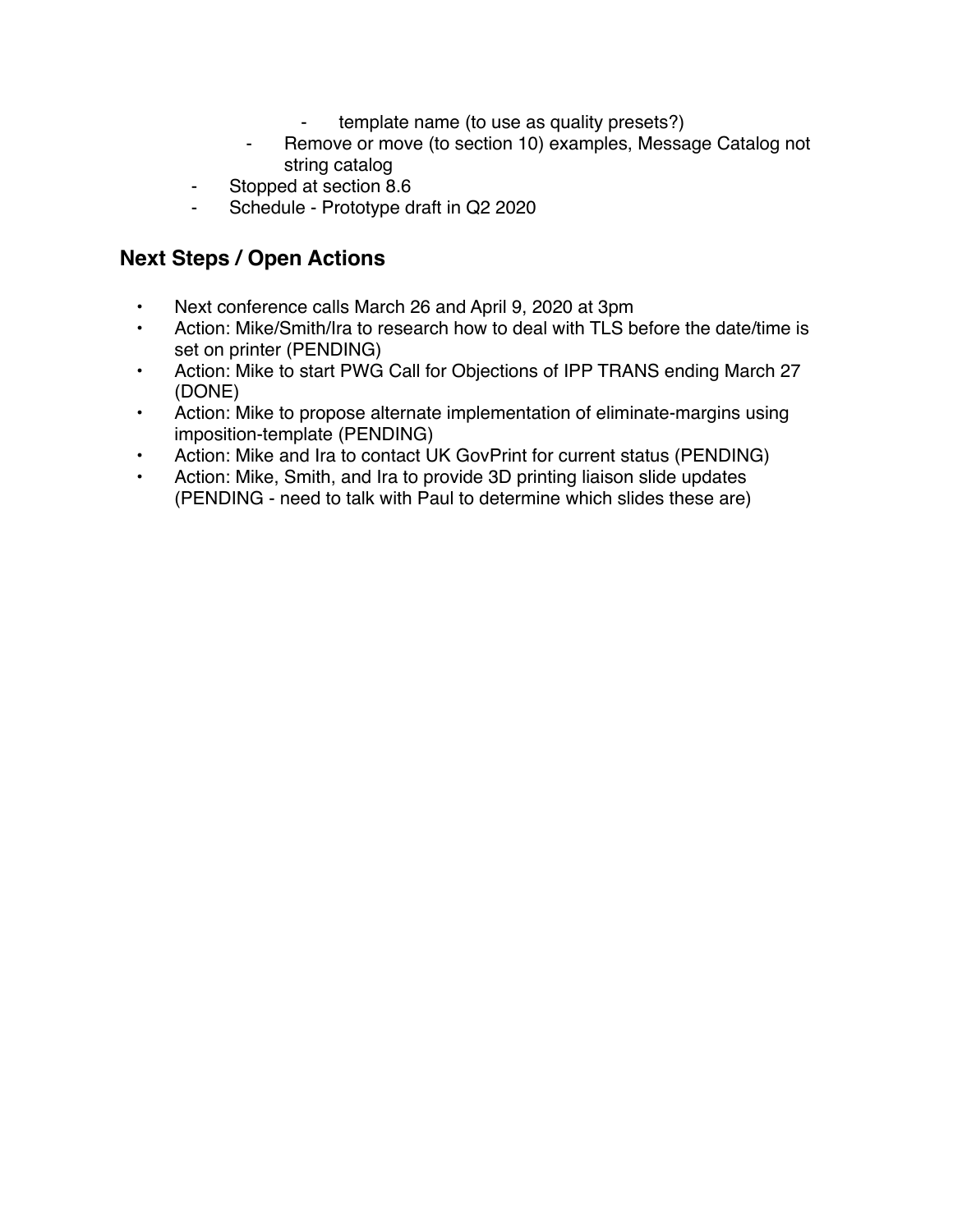- template name (to use as quality presets?)
        - Remove or move (to section 10) examples, Message Catalog not string catalog
    - Stopped at section 8.6
    - Schedule - Prototype draft in Q2 2020

## Next Steps / Open Actions

- Next conference calls March 26 and April 9, 2020 at 3pm
- Action: Mike/Smith/Ira to research how to deal with TLS before the date/time is set on printer (PENDING)
- Action: Mike to start PWG Call for Objections of IPP TRANS ending March 27 (DONE)
- Action: Mike to propose alternate implementation of eliminate-margins using imposition-template (PENDING)
- Action: Mike and Ira to contact UK GovPrint for current status (PENDING)
- Action: Mike, Smith, and Ira to provide 3D printing liaison slide updates (PENDING - need to talk with Paul to determine which slides these are)